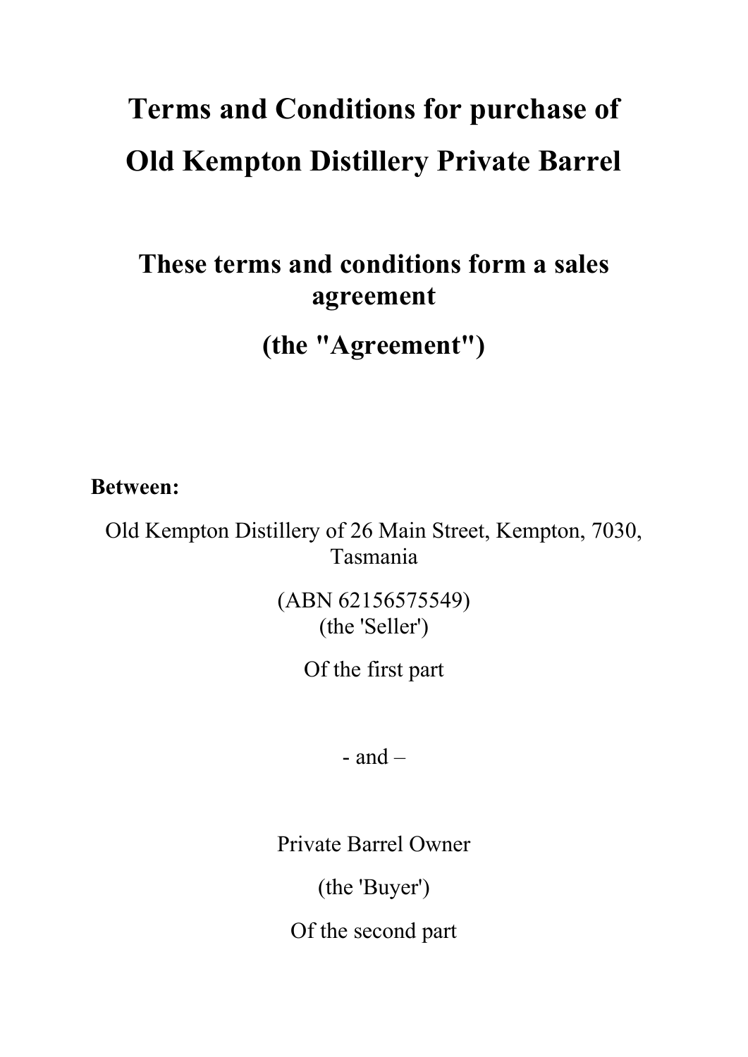# Terms and Conditions for purchase of Old Kempton Distillery Private Barrel

## These terms and conditions form a sales agreement

## (the "Agreement")

**Between:**

Old Kempton Distillery of 26 Main Street, Kempton, 7030, Tasmania

(ABN 62156575549)
(the 'Seller')

Of the first part

- and –

Private Barrel Owner

(the 'Buyer')

Of the second part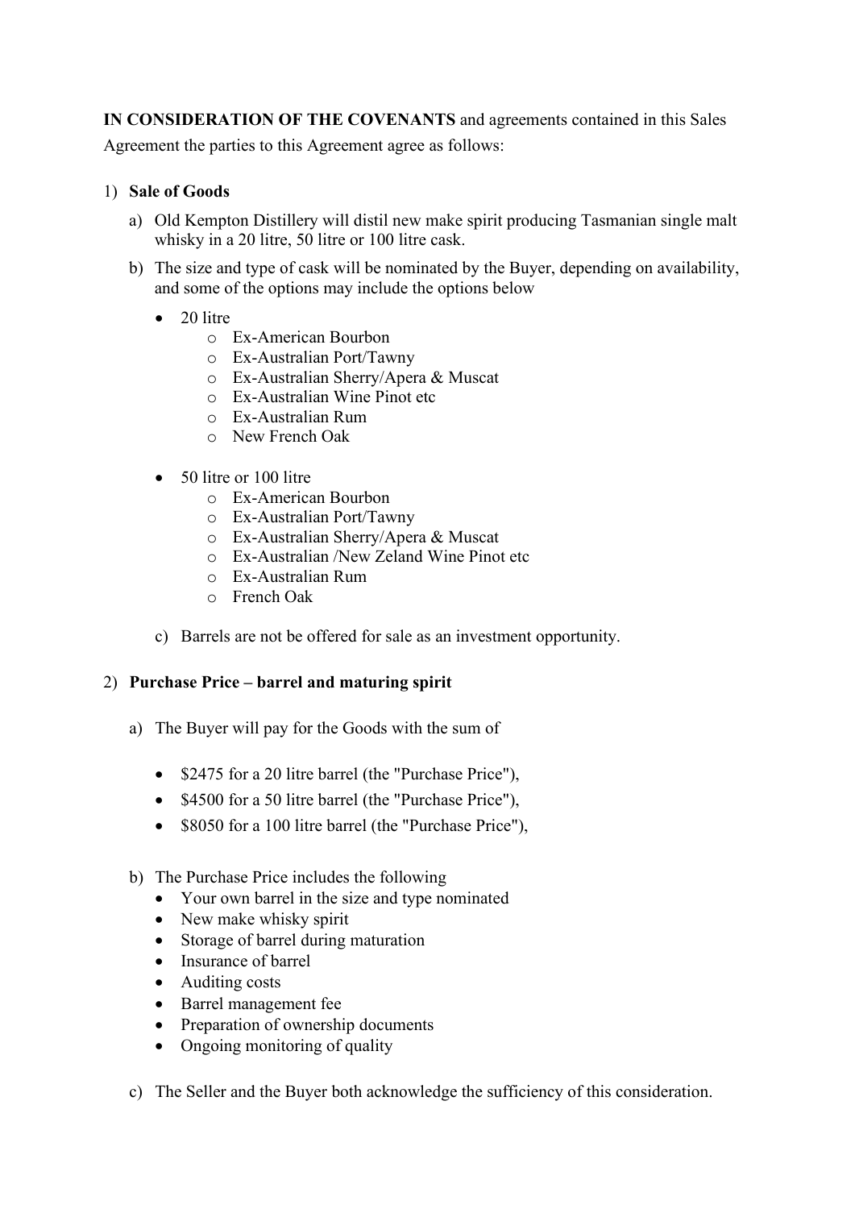**IN CONSIDERATION OF THE COVENANTS** and agreements contained in this Sales Agreement the parties to this Agreement agree as follows:

1) **Sale of Goods**

   a) Old Kempton Distillery will distil new make spirit producing Tasmanian single malt whisky in a 20 litre, 50 litre or 100 litre cask.

   b) The size and type of cask will be nominated by the Buyer, depending on availability, and some of the options may include the options below

      - 20 litre
        - Ex-American Bourbon
        - Ex-Australian Port/Tawny
        - Ex-Australian Sherry/Apera & Muscat
        - Ex-Australian Wine Pinot etc
        - Ex-Australian Rum
        - New French Oak

      - 50 litre or 100 litre
        - Ex-American Bourbon
        - Ex-Australian Port/Tawny
        - Ex-Australian Sherry/Apera & Muscat
        - Ex-Australian /New Zeland Wine Pinot etc
        - Ex-Australian Rum
        - French Oak

   c) Barrels are not be offered for sale as an investment opportunity.

2) **Purchase Price – barrel and maturing spirit**

   a) The Buyer will pay for the Goods with the sum of

      - $2475 for a 20 litre barrel (the "Purchase Price"),
      - $4500 for a 50 litre barrel (the "Purchase Price"),
      - $8050 for a 100 litre barrel (the "Purchase Price"),

   b) The Purchase Price includes the following
      - Your own barrel in the size and type nominated
      - New make whisky spirit
      - Storage of barrel during maturation
      - Insurance of barrel
      - Auditing costs
      - Barrel management fee
      - Preparation of ownership documents
      - Ongoing monitoring of quality

   c) The Seller and the Buyer both acknowledge the sufficiency of this consideration.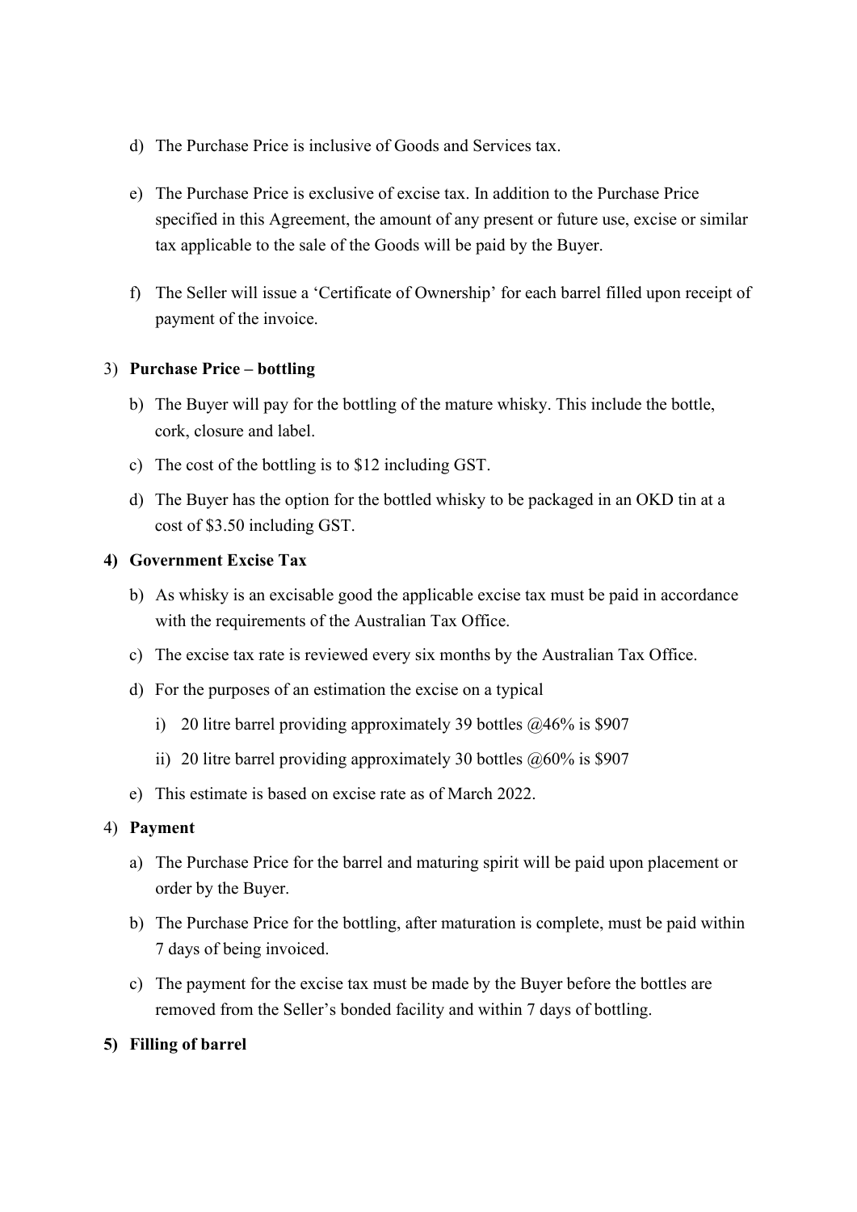d) The Purchase Price is inclusive of Goods and Services tax.

e) The Purchase Price is exclusive of excise tax. In addition to the Purchase Price specified in this Agreement, the amount of any present or future use, excise or similar tax applicable to the sale of the Goods will be paid by the Buyer.

f) The Seller will issue a 'Certificate of Ownership' for each barrel filled upon receipt of payment of the invoice.

3) **Purchase Price – bottling**

b) The Buyer will pay for the bottling of the mature whisky. This include the bottle, cork, closure and label.

c) The cost of the bottling is to $12 including GST.

d) The Buyer has the option for the bottled whisky to be packaged in an OKD tin at a cost of $3.50 including GST.

**4) Government Excise Tax**

b) As whisky is an excisable good the applicable excise tax must be paid in accordance with the requirements of the Australian Tax Office.

c) The excise tax rate is reviewed every six months by the Australian Tax Office.

d) For the purposes of an estimation the excise on a typical

i) 20 litre barrel providing approximately 39 bottles @46% is $907

ii) 20 litre barrel providing approximately 30 bottles @60% is $907

e) This estimate is based on excise rate as of March 2022.

4) **Payment**

a) The Purchase Price for the barrel and maturing spirit will be paid upon placement or order by the Buyer.

b) The Purchase Price for the bottling, after maturation is complete, must be paid within 7 days of being invoiced.

c) The payment for the excise tax must be made by the Buyer before the bottles are removed from the Seller's bonded facility and within 7 days of bottling.

**5) Filling of barrel**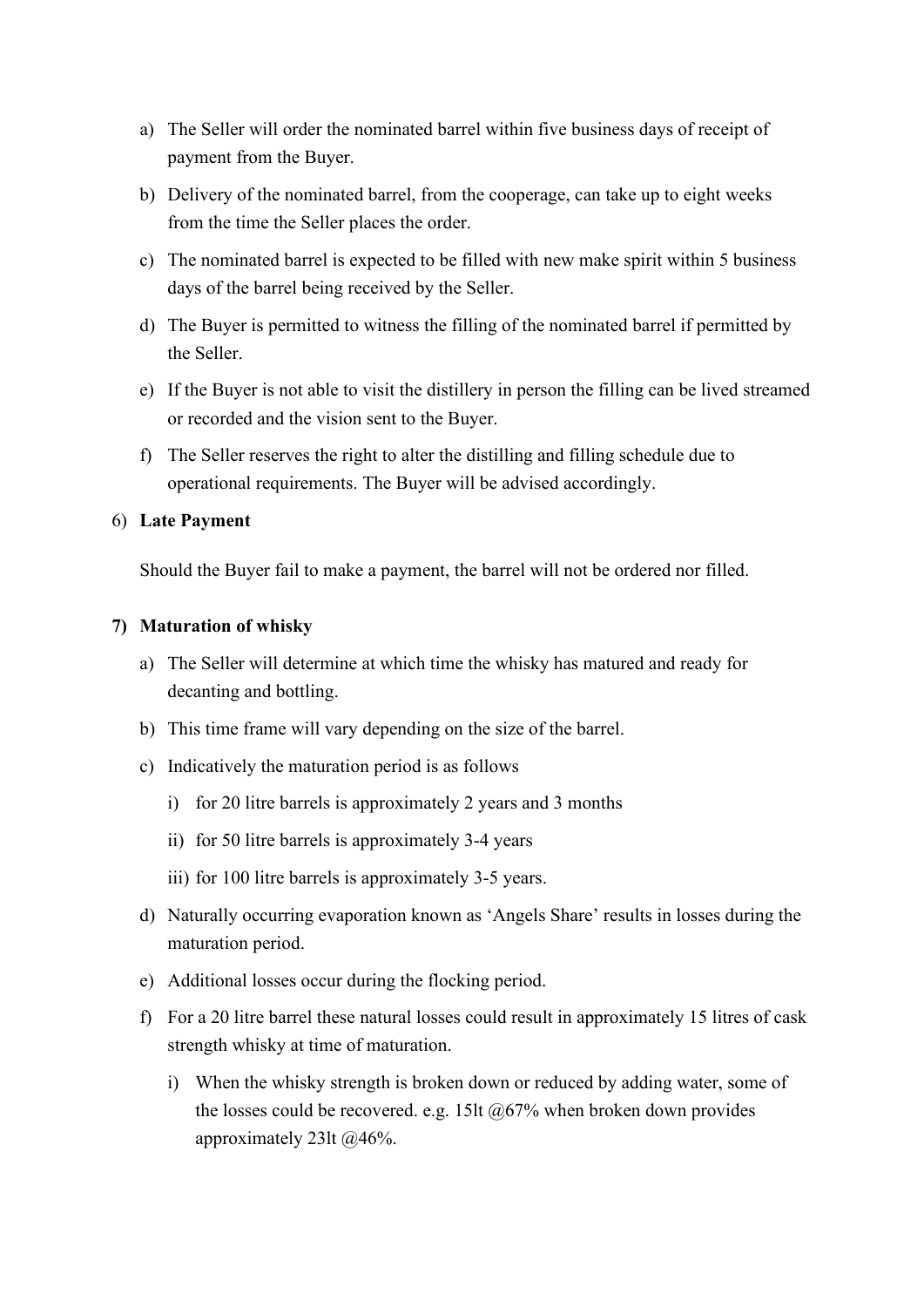a) The Seller will order the nominated barrel within five business days of receipt of payment from the Buyer.

b) Delivery of the nominated barrel, from the cooperage, can take up to eight weeks from the time the Seller places the order.

c) The nominated barrel is expected to be filled with new make spirit within 5 business days of the barrel being received by the Seller.

d) The Buyer is permitted to witness the filling of the nominated barrel if permitted by the Seller.

e) If the Buyer is not able to visit the distillery in person the filling can be lived streamed or recorded and the vision sent to the Buyer.

f) The Seller reserves the right to alter the distilling and filling schedule due to operational requirements. The Buyer will be advised accordingly.

6) **Late Payment**

Should the Buyer fail to make a payment, the barrel will not be ordered nor filled.

**7) Maturation of whisky**

a) The Seller will determine at which time the whisky has matured and ready for decanting and bottling.

b) This time frame will vary depending on the size of the barrel.

c) Indicatively the maturation period is as follows

   i) for 20 litre barrels is approximately 2 years and 3 months

   ii) for 50 litre barrels is approximately 3-4 years

   iii) for 100 litre barrels is approximately 3-5 years.

d) Naturally occurring evaporation known as 'Angels Share' results in losses during the maturation period.

e) Additional losses occur during the flocking period.

f) For a 20 litre barrel these natural losses could result in approximately 15 litres of cask strength whisky at time of maturation.

   i) When the whisky strength is broken down or reduced by adding water, some of the losses could be recovered. e.g. 15lt @67% when broken down provides approximately 23lt @46%.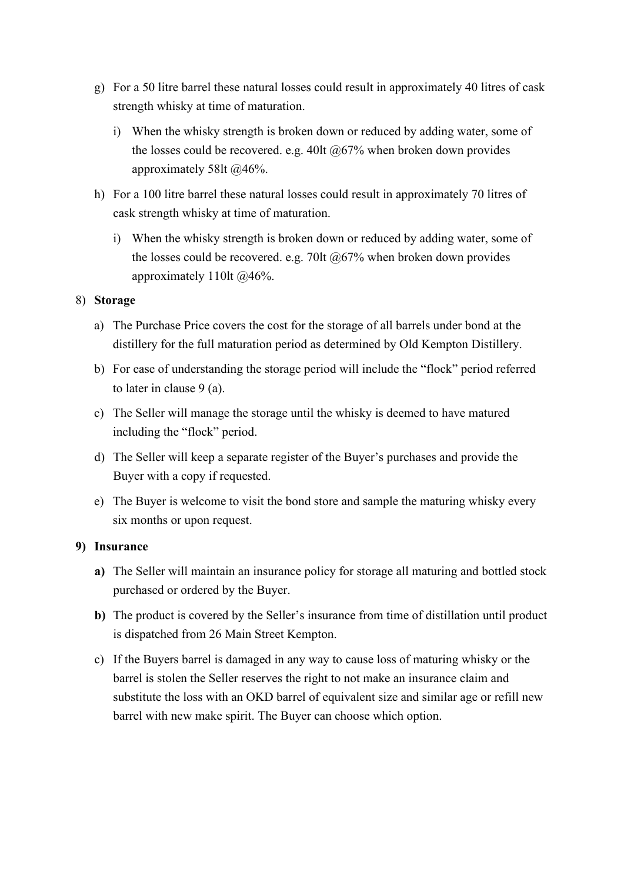g) For a 50 litre barrel these natural losses could result in approximately 40 litres of cask strength whisky at time of maturation.

   i) When the whisky strength is broken down or reduced by adding water, some of the losses could be recovered. e.g. 40lt @67% when broken down provides approximately 58lt @46%.

h) For a 100 litre barrel these natural losses could result in approximately 70 litres of cask strength whisky at time of maturation.

   i) When the whisky strength is broken down or reduced by adding water, some of the losses could be recovered. e.g. 70lt @67% when broken down provides approximately 110lt @46%.

8) **Storage**

   a) The Purchase Price covers the cost for the storage of all barrels under bond at the distillery for the full maturation period as determined by Old Kempton Distillery.

   b) For ease of understanding the storage period will include the "flock" period referred to later in clause 9 (a).

   c) The Seller will manage the storage until the whisky is deemed to have matured including the "flock" period.

   d) The Seller will keep a separate register of the Buyer's purchases and provide the Buyer with a copy if requested.

   e) The Buyer is welcome to visit the bond store and sample the maturing whisky every six months or upon request.

**9) Insurance**

   **a)** The Seller will maintain an insurance policy for storage all maturing and bottled stock purchased or ordered by the Buyer.

   **b)** The product is covered by the Seller's insurance from time of distillation until product is dispatched from 26 Main Street Kempton.

   c) If the Buyers barrel is damaged in any way to cause loss of maturing whisky or the barrel is stolen the Seller reserves the right to not make an insurance claim and substitute the loss with an OKD barrel of equivalent size and similar age or refill new barrel with new make spirit. The Buyer can choose which option.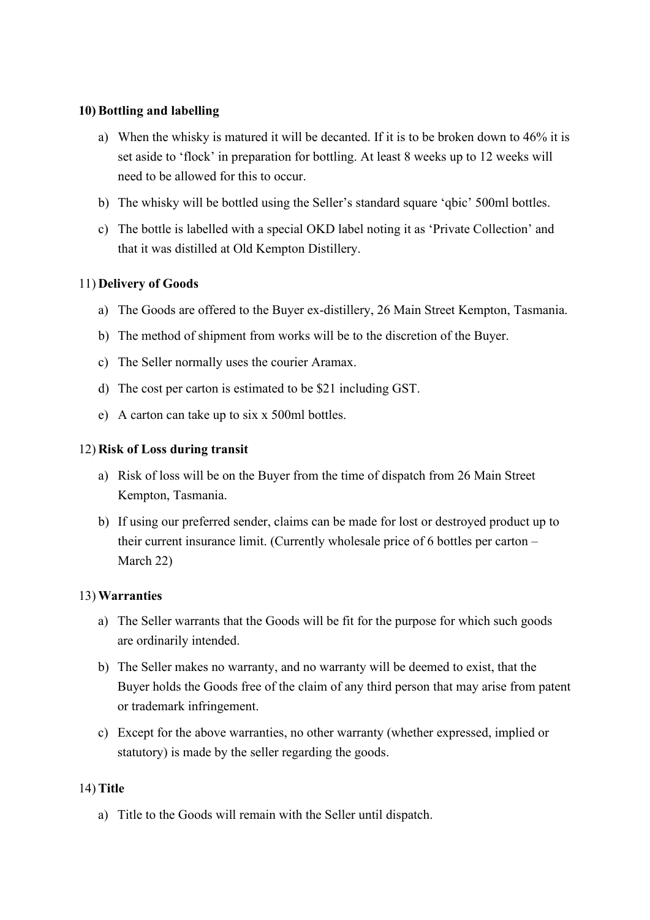**10) Bottling and labelling**

a) When the whisky is matured it will be decanted. If it is to be broken down to 46% it is set aside to 'flock' in preparation for bottling. At least 8 weeks up to 12 weeks will need to be allowed for this to occur.

b) The whisky will be bottled using the Seller's standard square 'qbic' 500ml bottles.

c) The bottle is labelled with a special OKD label noting it as 'Private Collection' and that it was distilled at Old Kempton Distillery.

11) **Delivery of Goods**

a) The Goods are offered to the Buyer ex-distillery, 26 Main Street Kempton, Tasmania.

b) The method of shipment from works will be to the discretion of the Buyer.

c) The Seller normally uses the courier Aramax.

d) The cost per carton is estimated to be $21 including GST.

e) A carton can take up to six x 500ml bottles.

12) **Risk of Loss during transit**

a) Risk of loss will be on the Buyer from the time of dispatch from 26 Main Street Kempton, Tasmania.

b) If using our preferred sender, claims can be made for lost or destroyed product up to their current insurance limit. (Currently wholesale price of 6 bottles per carton – March 22)

13) **Warranties**

a) The Seller warrants that the Goods will be fit for the purpose for which such goods are ordinarily intended.

b) The Seller makes no warranty, and no warranty will be deemed to exist, that the Buyer holds the Goods free of the claim of any third person that may arise from patent or trademark infringement.

c) Except for the above warranties, no other warranty (whether expressed, implied or statutory) is made by the seller regarding the goods.

14) **Title**

a) Title to the Goods will remain with the Seller until dispatch.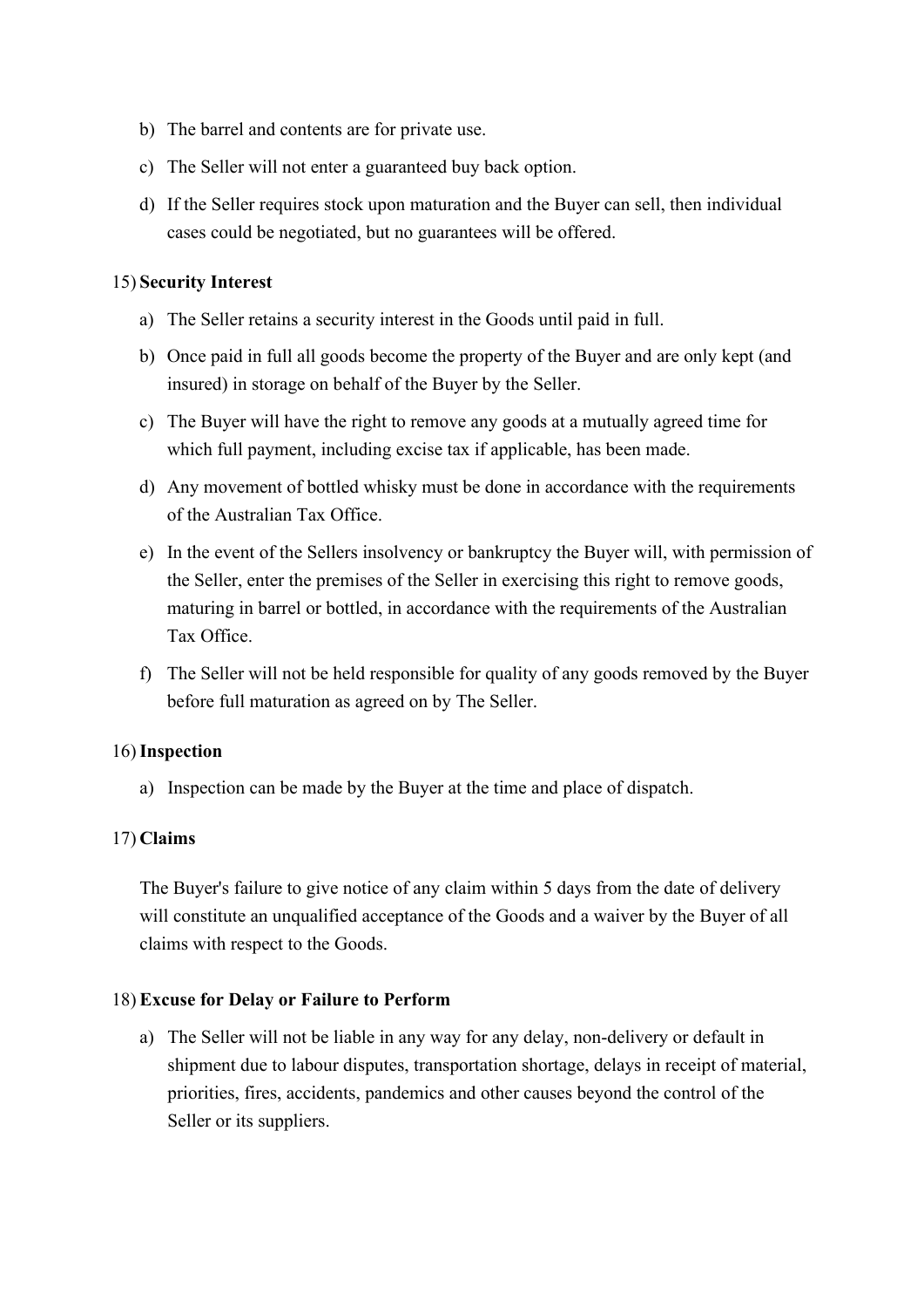b) The barrel and contents are for private use.

c) The Seller will not enter a guaranteed buy back option.

d) If the Seller requires stock upon maturation and the Buyer can sell, then individual cases could be negotiated, but no guarantees will be offered.

15) **Security Interest**

a) The Seller retains a security interest in the Goods until paid in full.

b) Once paid in full all goods become the property of the Buyer and are only kept (and insured) in storage on behalf of the Buyer by the Seller.

c) The Buyer will have the right to remove any goods at a mutually agreed time for which full payment, including excise tax if applicable, has been made.

d) Any movement of bottled whisky must be done in accordance with the requirements of the Australian Tax Office.

e) In the event of the Sellers insolvency or bankruptcy the Buyer will, with permission of the Seller, enter the premises of the Seller in exercising this right to remove goods, maturing in barrel or bottled, in accordance with the requirements of the Australian Tax Office.

f) The Seller will not be held responsible for quality of any goods removed by the Buyer before full maturation as agreed on by The Seller.

16) **Inspection**

a) Inspection can be made by the Buyer at the time and place of dispatch.

17) **Claims**

The Buyer's failure to give notice of any claim within 5 days from the date of delivery will constitute an unqualified acceptance of the Goods and a waiver by the Buyer of all claims with respect to the Goods.

18) **Excuse for Delay or Failure to Perform**

a) The Seller will not be liable in any way for any delay, non-delivery or default in shipment due to labour disputes, transportation shortage, delays in receipt of material, priorities, fires, accidents, pandemics and other causes beyond the control of the Seller or its suppliers.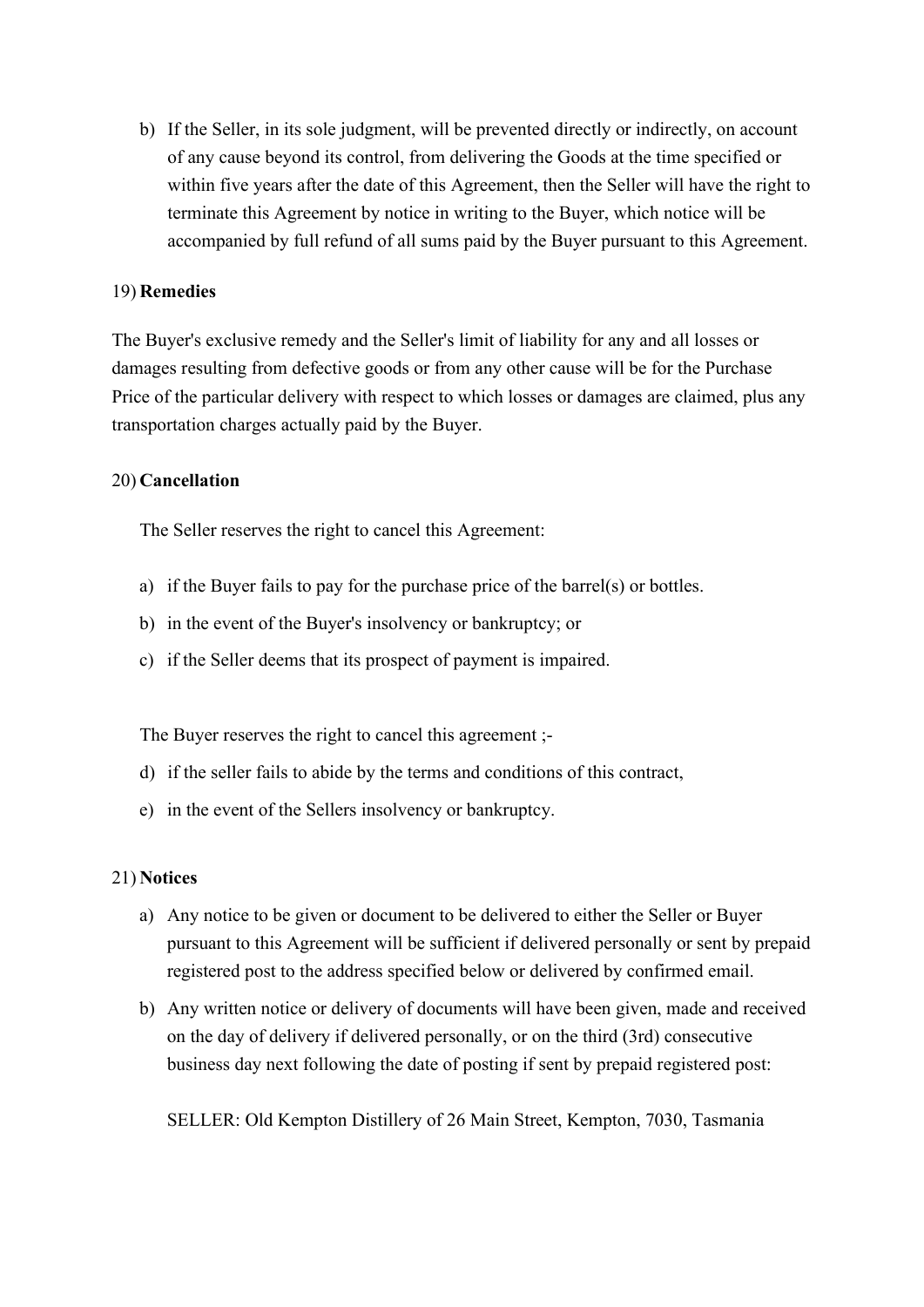b) If the Seller, in its sole judgment, will be prevented directly or indirectly, on account of any cause beyond its control, from delivering the Goods at the time specified or within five years after the date of this Agreement, then the Seller will have the right to terminate this Agreement by notice in writing to the Buyer, which notice will be accompanied by full refund of all sums paid by the Buyer pursuant to this Agreement.

19) **Remedies**

The Buyer's exclusive remedy and the Seller's limit of liability for any and all losses or damages resulting from defective goods or from any other cause will be for the Purchase Price of the particular delivery with respect to which losses or damages are claimed, plus any transportation charges actually paid by the Buyer.

20) **Cancellation**

The Seller reserves the right to cancel this Agreement:

a) if the Buyer fails to pay for the purchase price of the barrel(s) or bottles.
b) in the event of the Buyer's insolvency or bankruptcy; or
c) if the Seller deems that its prospect of payment is impaired.

The Buyer reserves the right to cancel this agreement ;-

d) if the seller fails to abide by the terms and conditions of this contract,
e) in the event of the Sellers insolvency or bankruptcy.

21) **Notices**

a) Any notice to be given or document to be delivered to either the Seller or Buyer pursuant to this Agreement will be sufficient if delivered personally or sent by prepaid registered post to the address specified below or delivered by confirmed email.
b) Any written notice or delivery of documents will have been given, made and received on the day of delivery if delivered personally, or on the third (3rd) consecutive business day next following the date of posting if sent by prepaid registered post:

SELLER: Old Kempton Distillery of 26 Main Street, Kempton, 7030, Tasmania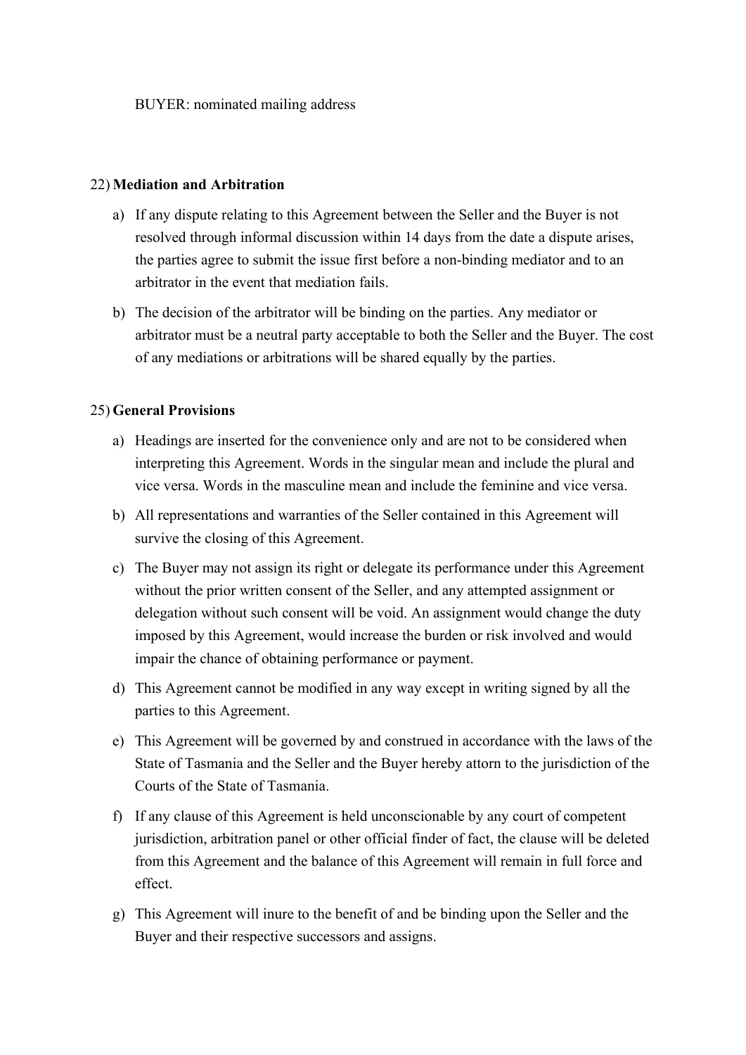BUYER: nominated mailing address

22) **Mediation and Arbitration**

a) If any dispute relating to this Agreement between the Seller and the Buyer is not resolved through informal discussion within 14 days from the date a dispute arises, the parties agree to submit the issue first before a non-binding mediator and to an arbitrator in the event that mediation fails.

b) The decision of the arbitrator will be binding on the parties. Any mediator or arbitrator must be a neutral party acceptable to both the Seller and the Buyer. The cost of any mediations or arbitrations will be shared equally by the parties.

25) **General Provisions**

a) Headings are inserted for the convenience only and are not to be considered when interpreting this Agreement. Words in the singular mean and include the plural and vice versa. Words in the masculine mean and include the feminine and vice versa.

b) All representations and warranties of the Seller contained in this Agreement will survive the closing of this Agreement.

c) The Buyer may not assign its right or delegate its performance under this Agreement without the prior written consent of the Seller, and any attempted assignment or delegation without such consent will be void. An assignment would change the duty imposed by this Agreement, would increase the burden or risk involved and would impair the chance of obtaining performance or payment.

d) This Agreement cannot be modified in any way except in writing signed by all the parties to this Agreement.

e) This Agreement will be governed by and construed in accordance with the laws of the State of Tasmania and the Seller and the Buyer hereby attorn to the jurisdiction of the Courts of the State of Tasmania.

f) If any clause of this Agreement is held unconscionable by any court of competent jurisdiction, arbitration panel or other official finder of fact, the clause will be deleted from this Agreement and the balance of this Agreement will remain in full force and effect.

g) This Agreement will inure to the benefit of and be binding upon the Seller and the Buyer and their respective successors and assigns.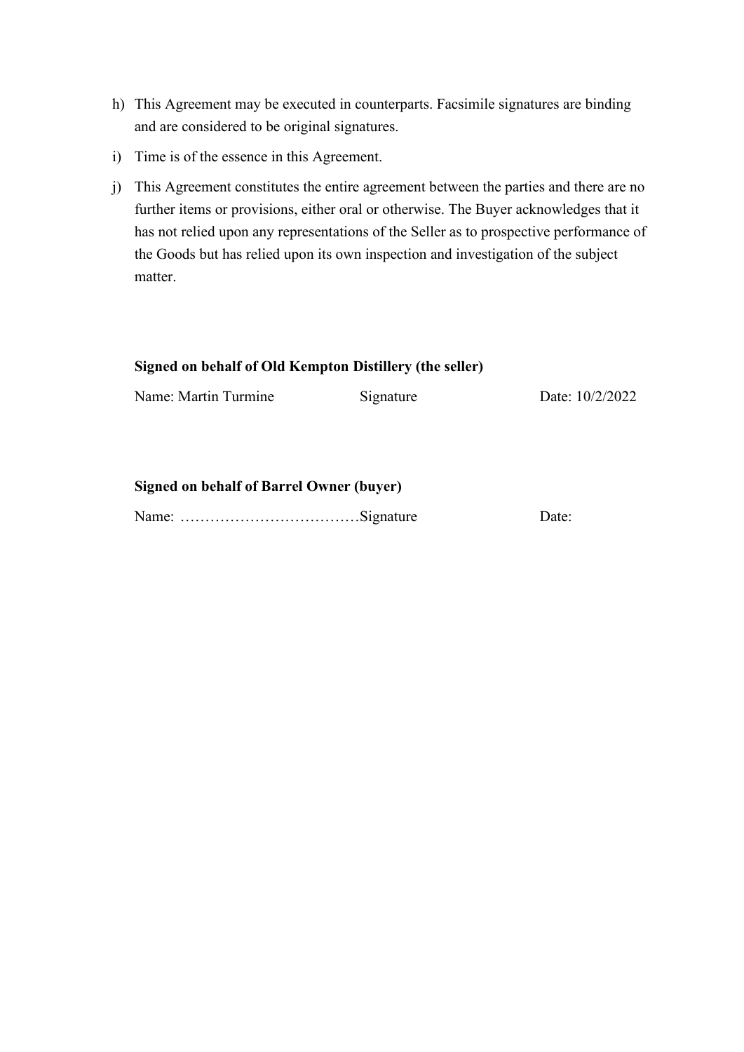h) This Agreement may be executed in counterparts. Facsimile signatures are binding and are considered to be original signatures.

i) Time is of the essence in this Agreement.

j) This Agreement constitutes the entire agreement between the parties and there are no further items or provisions, either oral or otherwise. The Buyer acknowledges that it has not relied upon any representations of the Seller as to prospective performance of the Goods but has relied upon its own inspection and investigation of the subject matter.

**Signed on behalf of Old Kempton Distillery (the seller)**

Name: Martin Turmine Signature Date: 10/2/2022

**Signed on behalf of Barrel Owner (buyer)**

Name: ………………………………Signature Date: